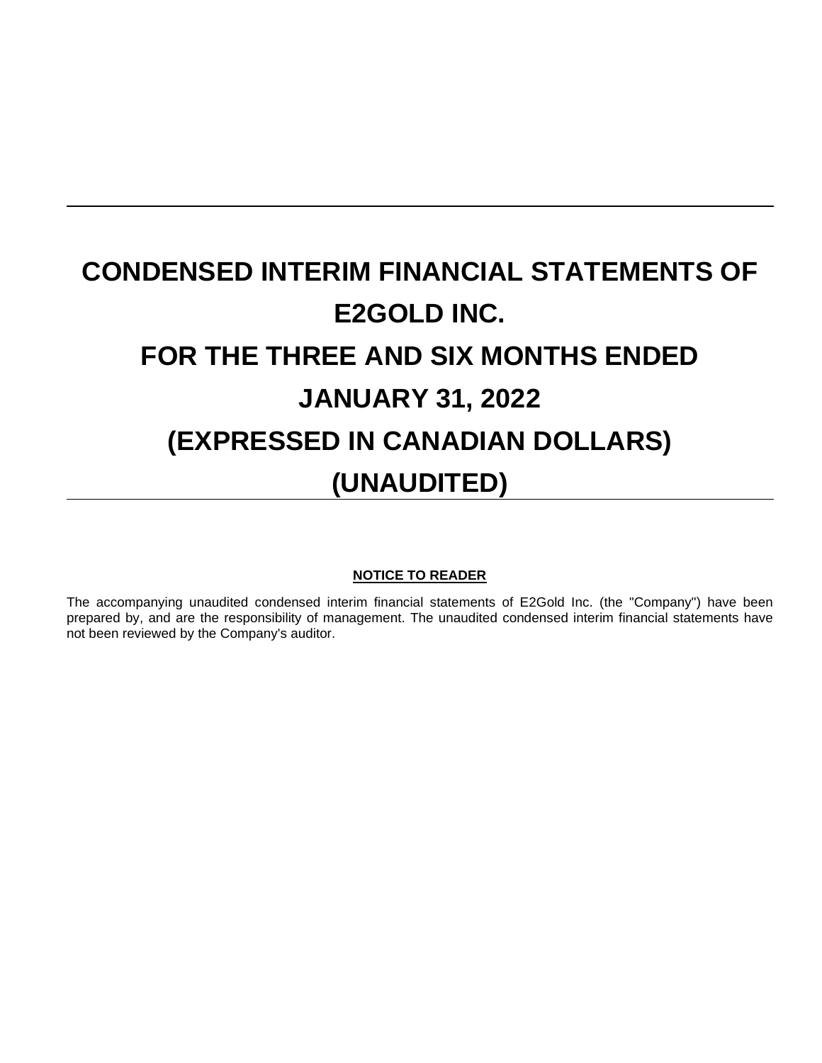# CONDENSED INTERIM FINANCIAL STATEMENTS OF E2GOLD INC.

# FOR THE THREE AND SIX MONTHS ENDED JANUARY 31, 2022

# (EXPRESSED IN CANADIAN DOLLARS)

# (UNAUDITED)

**NOTICE TO READER**

The accompanying unaudited condensed interim financial statements of E2Gold Inc. (the "Company") have been prepared by, and are the responsibility of management. The unaudited condensed interim financial statements have not been reviewed by the Company's auditor.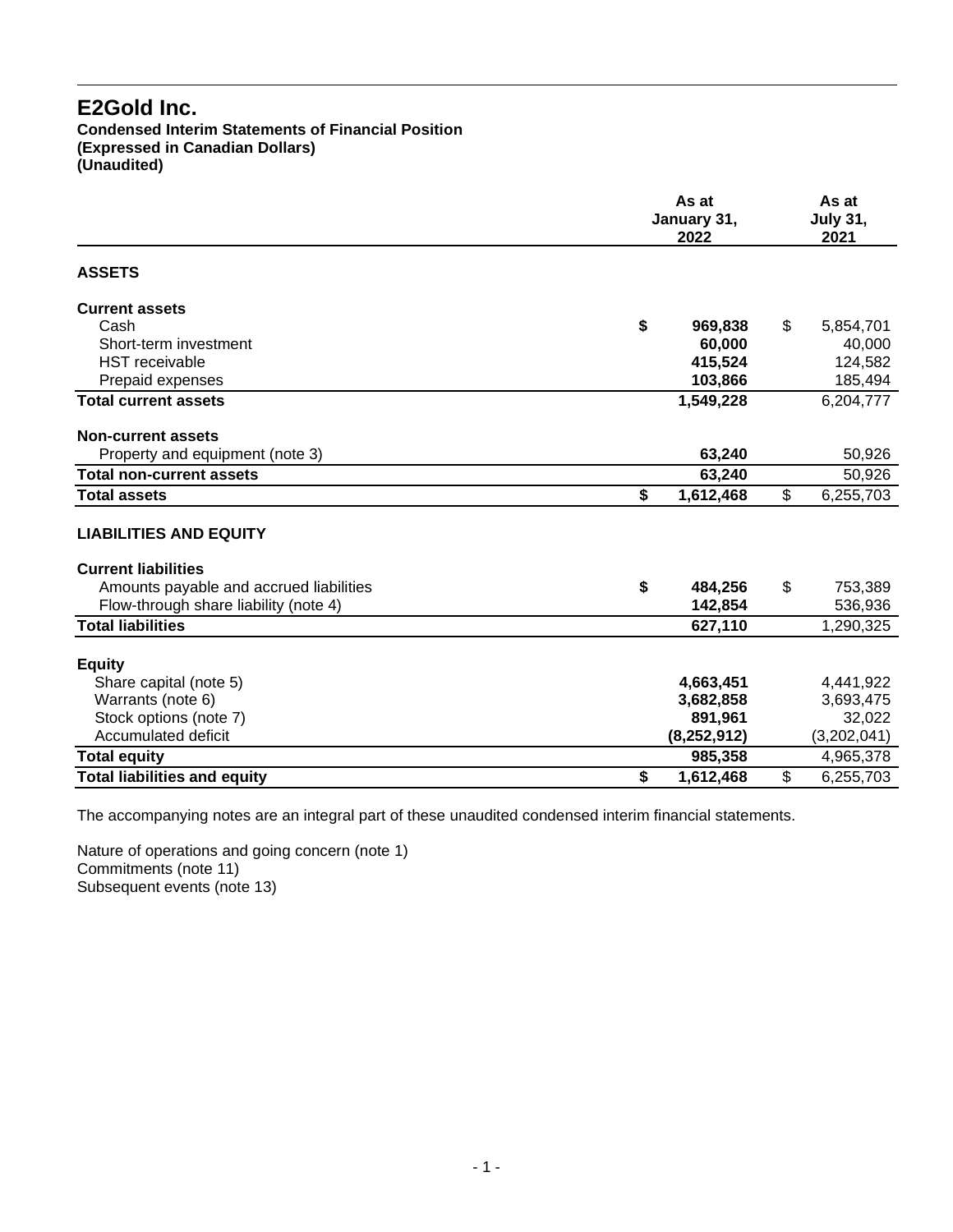# E2Gold Inc.

**Condensed Interim Statements of Financial Position**
**(Expressed in Canadian Dollars)**
**(Unaudited)**

| | As at January 31, 2022 | As at July 31, 2021 |
|---|---|---|
| **ASSETS** | | |
| **Current assets** | | |
| Cash | **$ 969,838** | $ 5,854,701 |
| Short-term investment | **60,000** | 40,000 |
| HST receivable | **415,524** | 124,582 |
| Prepaid expenses | **103,866** | 185,494 |
| **Total current assets** | **1,549,228** | 6,204,777 |
| **Non-current assets** | | |
| Property and equipment (note 3) | **63,240** | 50,926 |
| **Total non-current assets** | **63,240** | 50,926 |
| **Total assets** | **$ 1,612,468** | $ 6,255,703 |
| **LIABILITIES AND EQUITY** | | |
| **Current liabilities** | | |
| Amounts payable and accrued liabilities | **$ 484,256** | $ 753,389 |
| Flow-through share liability (note 4) | **142,854** | 536,936 |
| **Total liabilities** | **627,110** | 1,290,325 |
| **Equity** | | |
| Share capital (note 5) | **4,663,451** | 4,441,922 |
| Warrants (note 6) | **3,682,858** | 3,693,475 |
| Stock options (note 7) | **891,961** | 32,022 |
| Accumulated deficit | **(8,252,912)** | (3,202,041) |
| **Total equity** | **985,358** | 4,965,378 |
| **Total liabilities and equity** | **$ 1,612,468** | $ 6,255,703 |

The accompanying notes are an integral part of these unaudited condensed interim financial statements.

Nature of operations and going concern (note 1)
Commitments (note 11)
Subsequent events (note 13)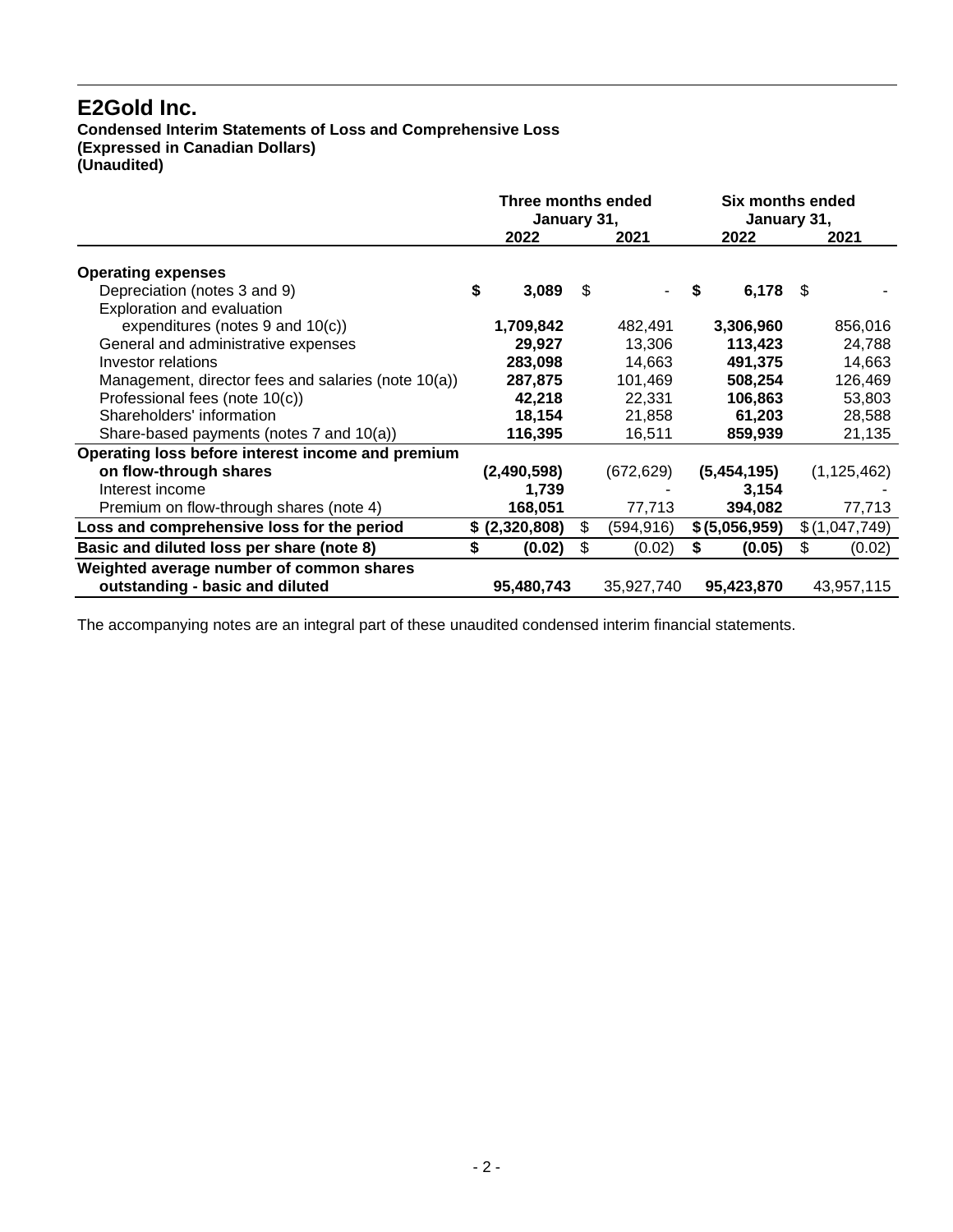# E2Gold Inc.

**Condensed Interim Statements of Loss and Comprehensive Loss**
**(Expressed in Canadian Dollars)**
**(Unaudited)**

| | Three months ended January 31, | | Six months ended January 31, | |
|---|---|---|---|---|
| | **2022** | 2021 | **2022** | 2021 |
| **Operating expenses** | | | | |
| Depreciation (notes 3 and 9) | **$ 3,089** | $ - | **$ 6,178** | $ - |
| Exploration and evaluation expenditures (notes 9 and 10(c)) | **1,709,842** | 482,491 | **3,306,960** | 856,016 |
| General and administrative expenses | **29,927** | 13,306 | **113,423** | 24,788 |
| Investor relations | **283,098** | 14,663 | **491,375** | 14,663 |
| Management, director fees and salaries (note 10(a)) | **287,875** | 101,469 | **508,254** | 126,469 |
| Professional fees (note 10(c)) | **42,218** | 22,331 | **106,863** | 53,803 |
| Shareholders' information | **18,154** | 21,858 | **61,203** | 28,588 |
| Share-based payments (notes 7 and 10(a)) | **116,395** | 16,511 | **859,939** | 21,135 |
| **Operating loss before interest income and premium on flow-through shares** | **(2,490,598)** | (672,629) | **(5,454,195)** | (1,125,462) |
| Interest income | **1,739** | - | **3,154** | - |
| Premium on flow-through shares (note 4) | **168,051** | 77,713 | **394,082** | 77,713 |
| **Loss and comprehensive loss for the period** | **$ (2,320,808)** | $ (594,916) | **$ (5,056,959)** | $ (1,047,749) |
| **Basic and diluted loss per share (note 8)** | **$ (0.02)** | $ (0.02) | **$ (0.05)** | $ (0.02) |
| **Weighted average number of common shares outstanding - basic and diluted** | **95,480,743** | 35,927,740 | **95,423,870** | 43,957,115 |

The accompanying notes are an integral part of these unaudited condensed interim financial statements.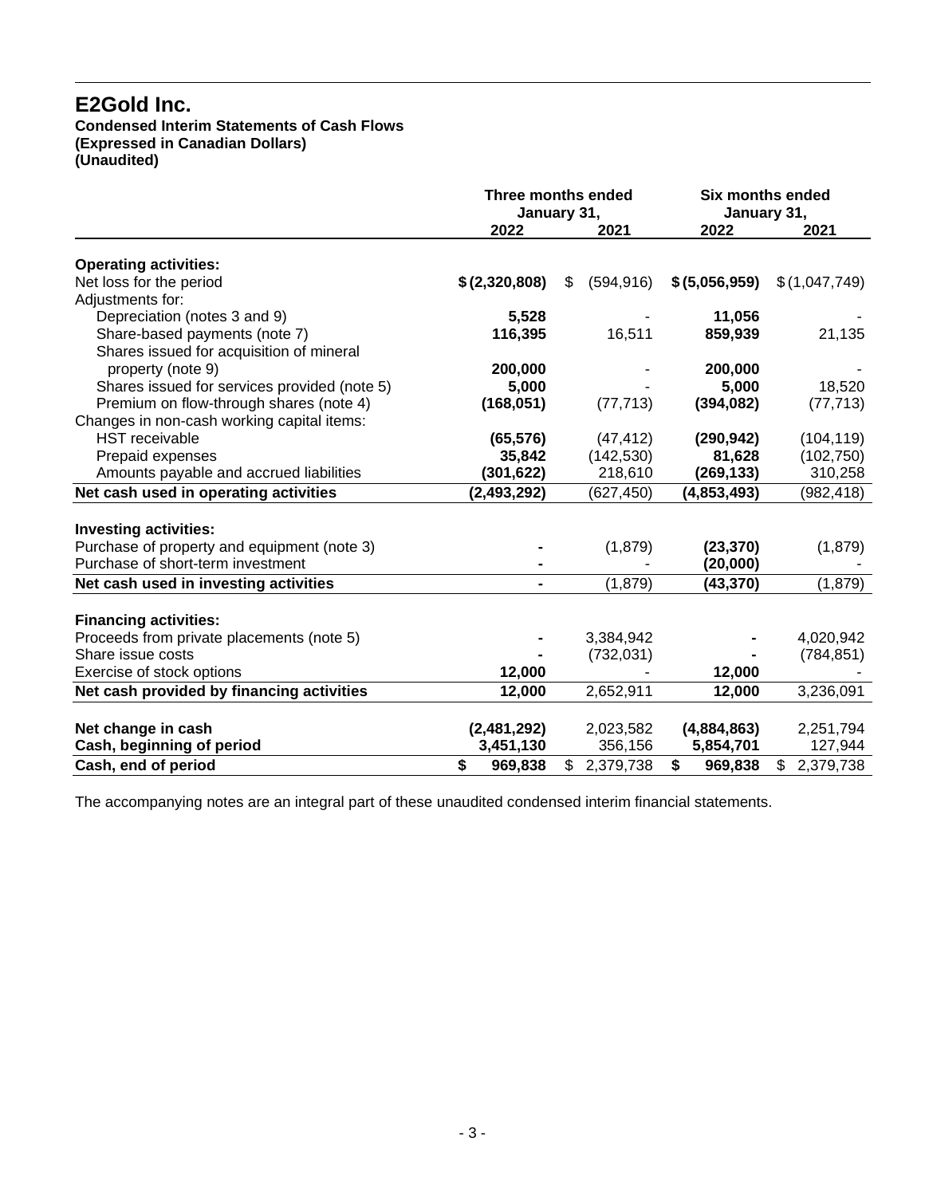# E2Gold Inc.

**Condensed Interim Statements of Cash Flows**
**(Expressed in Canadian Dollars)**
**(Unaudited)**

| | Three months ended January 31, | | Six months ended January 31, | |
|---|---|---|---|---|
| | **2022** | **2021** | **2022** | **2021** |
| **Operating activities:** | | | | |
| Net loss for the period | **$ (2,320,808)** | $ (594,916) | **$ (5,056,959)** | $ (1,047,749) |
| Adjustments for: | | | | |
| Depreciation (notes 3 and 9) | **5,528** | - | **11,056** | - |
| Share-based payments (note 7) | **116,395** | 16,511 | **859,939** | 21,135 |
| Shares issued for acquisition of mineral property (note 9) | **200,000** | - | **200,000** | - |
| Shares issued for services provided (note 5) | **5,000** | - | **5,000** | 18,520 |
| Premium on flow-through shares (note 4) | **(168,051)** | (77,713) | **(394,082)** | (77,713) |
| Changes in non-cash working capital items: | | | | |
| HST receivable | **(65,576)** | (47,412) | **(290,942)** | (104,119) |
| Prepaid expenses | **35,842** | (142,530) | **81,628** | (102,750) |
| Amounts payable and accrued liabilities | **(301,622)** | 218,610 | **(269,133)** | 310,258 |
| **Net cash used in operating activities** | **(2,493,292)** | (627,450) | **(4,853,493)** | (982,418) |
| **Investing activities:** | | | | |
| Purchase of property and equipment (note 3) | **-** | (1,879) | **(23,370)** | (1,879) |
| Purchase of short-term investment | **-** | - | **(20,000)** | - |
| **Net cash used in investing activities** | **-** | (1,879) | **(43,370)** | (1,879) |
| **Financing activities:** | | | | |
| Proceeds from private placements (note 5) | **-** | 3,384,942 | **-** | 4,020,942 |
| Share issue costs | **-** | (732,031) | **-** | (784,851) |
| Exercise of stock options | **12,000** | - | **12,000** | - |
| **Net cash provided by financing activities** | **12,000** | 2,652,911 | **12,000** | 3,236,091 |
| **Net change in cash** | **(2,481,292)** | 2,023,582 | **(4,884,863)** | 2,251,794 |
| **Cash, beginning of period** | **3,451,130** | 356,156 | **5,854,701** | 127,944 |
| **Cash, end of period** | **$ 969,838** | $ 2,379,738 | **$ 969,838** | $ 2,379,738 |

The accompanying notes are an integral part of these unaudited condensed interim financial statements.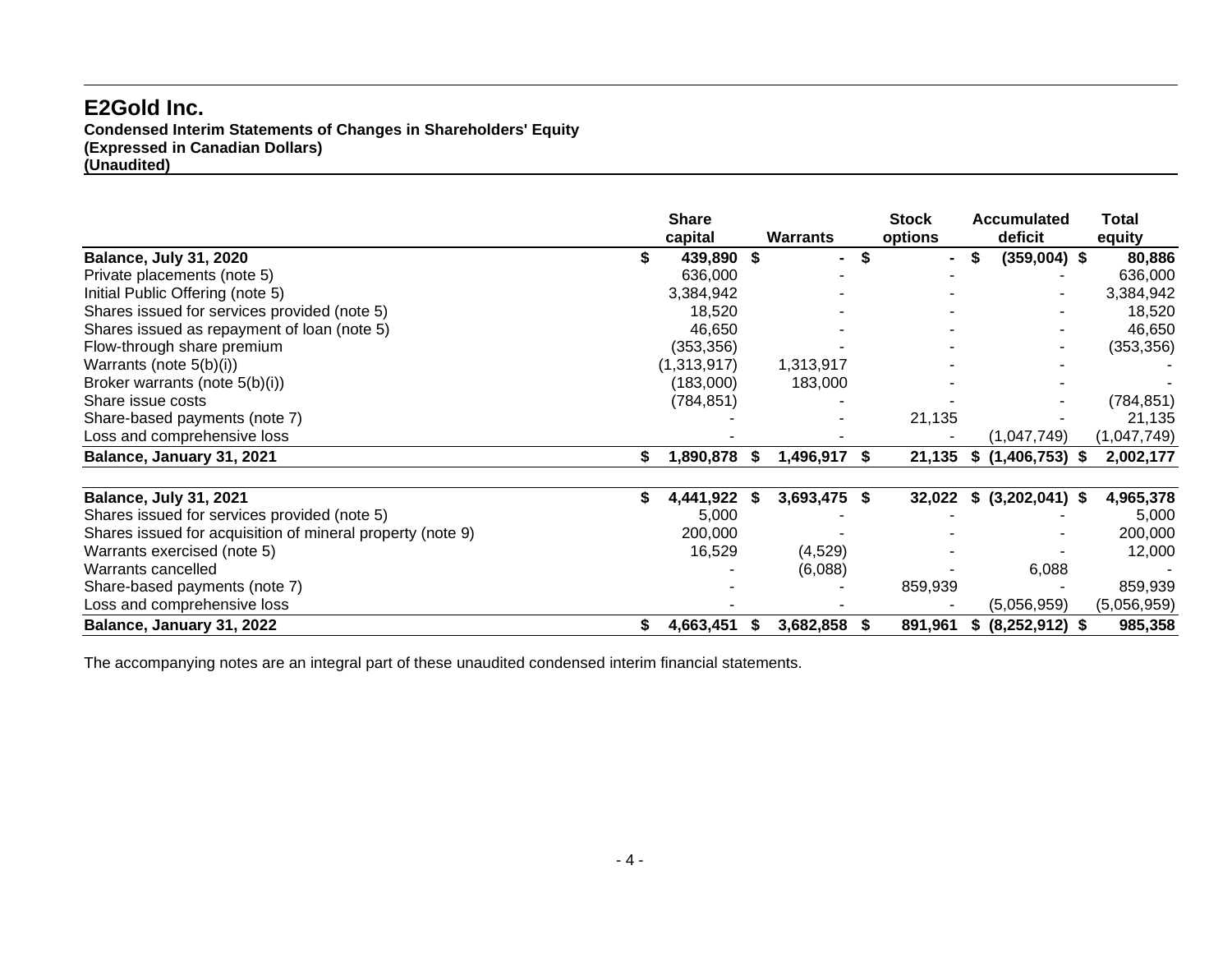# E2Gold Inc.

**Condensed Interim Statements of Changes in Shareholders' Equity**
**(Expressed in Canadian Dollars)**
**(Unaudited)**

| | Share capital | Warrants | Stock options | Accumulated deficit | Total equity |
|---|---|---|---|---|---|
| **Balance, July 31, 2020** | **$ 439,890** | **$ -** | **$ -** | **$ (359,004)** | **$ 80,886** |
| Private placements (note 5) | 636,000 | - | - | - | 636,000 |
| Initial Public Offering (note 5) | 3,384,942 | - | - | - | 3,384,942 |
| Shares issued for services provided (note 5) | 18,520 | - | - | - | 18,520 |
| Shares issued as repayment of loan (note 5) | 46,650 | - | - | - | 46,650 |
| Flow-through share premium | (353,356) | - | - | - | (353,356) |
| Warrants (note 5(b)(i)) | (1,313,917) | 1,313,917 | - | - | - |
| Broker warrants (note 5(b)(i)) | (183,000) | 183,000 | - | - | - |
| Share issue costs | (784,851) | - | - | - | (784,851) |
| Share-based payments (note 7) | - | - | 21,135 | - | 21,135 |
| Loss and comprehensive loss | - | - | - | (1,047,749) | (1,047,749) |
| **Balance, January 31, 2021** | **$ 1,890,878** | **$ 1,496,917** | **$ 21,135** | **$ (1,406,753)** | **$ 2,002,177** |
| | | | | | |
| **Balance, July 31, 2021** | **$ 4,441,922** | **$ 3,693,475** | **$ 32,022** | **$ (3,202,041)** | **$ 4,965,378** |
| Shares issued for services provided (note 5) | 5,000 | - | - | - | 5,000 |
| Shares issued for acquisition of mineral property (note 9) | 200,000 | - | - | - | 200,000 |
| Warrants exercised (note 5) | 16,529 | (4,529) | - | - | 12,000 |
| Warrants cancelled | - | (6,088) | - | 6,088 | - |
| Share-based payments (note 7) | - | - | 859,939 | - | 859,939 |
| Loss and comprehensive loss | - | - | - | (5,056,959) | (5,056,959) |
| **Balance, January 31, 2022** | **$ 4,663,451** | **$ 3,682,858** | **$ 891,961** | **$ (8,252,912)** | **$ 985,358** |

The accompanying notes are an integral part of these unaudited condensed interim financial statements.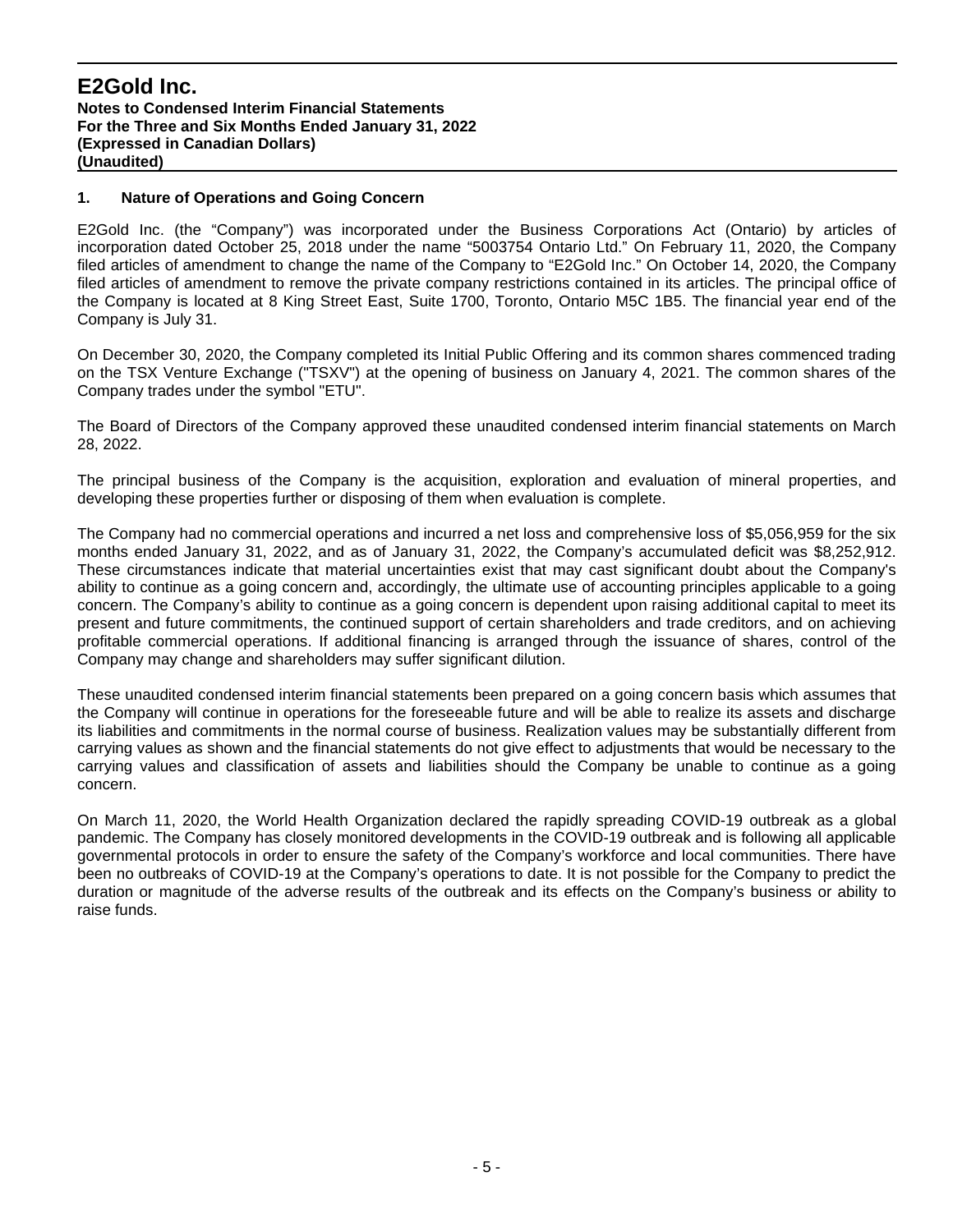# E2Gold Inc.

**Notes to Condensed Interim Financial Statements**
**For the Three and Six Months Ended January 31, 2022**
**(Expressed in Canadian Dollars)**
**(Unaudited)**

## 1. Nature of Operations and Going Concern

E2Gold Inc. (the "Company") was incorporated under the Business Corporations Act (Ontario) by articles of incorporation dated October 25, 2018 under the name "5003754 Ontario Ltd." On February 11, 2020, the Company filed articles of amendment to change the name of the Company to "E2Gold Inc." On October 14, 2020, the Company filed articles of amendment to remove the private company restrictions contained in its articles. The principal office of the Company is located at 8 King Street East, Suite 1700, Toronto, Ontario M5C 1B5. The financial year end of the Company is July 31.

On December 30, 2020, the Company completed its Initial Public Offering and its common shares commenced trading on the TSX Venture Exchange ("TSXV") at the opening of business on January 4, 2021. The common shares of the Company trades under the symbol "ETU".

The Board of Directors of the Company approved these unaudited condensed interim financial statements on March 28, 2022.

The principal business of the Company is the acquisition, exploration and evaluation of mineral properties, and developing these properties further or disposing of them when evaluation is complete.

The Company had no commercial operations and incurred a net loss and comprehensive loss of $5,056,959 for the six months ended January 31, 2022, and as of January 31, 2022, the Company's accumulated deficit was $8,252,912. These circumstances indicate that material uncertainties exist that may cast significant doubt about the Company's ability to continue as a going concern and, accordingly, the ultimate use of accounting principles applicable to a going concern. The Company's ability to continue as a going concern is dependent upon raising additional capital to meet its present and future commitments, the continued support of certain shareholders and trade creditors, and on achieving profitable commercial operations. If additional financing is arranged through the issuance of shares, control of the Company may change and shareholders may suffer significant dilution.

These unaudited condensed interim financial statements been prepared on a going concern basis which assumes that the Company will continue in operations for the foreseeable future and will be able to realize its assets and discharge its liabilities and commitments in the normal course of business. Realization values may be substantially different from carrying values as shown and the financial statements do not give effect to adjustments that would be necessary to the carrying values and classification of assets and liabilities should the Company be unable to continue as a going concern.

On March 11, 2020, the World Health Organization declared the rapidly spreading COVID-19 outbreak as a global pandemic. The Company has closely monitored developments in the COVID-19 outbreak and is following all applicable governmental protocols in order to ensure the safety of the Company's workforce and local communities. There have been no outbreaks of COVID-19 at the Company's operations to date. It is not possible for the Company to predict the duration or magnitude of the adverse results of the outbreak and its effects on the Company's business or ability to raise funds.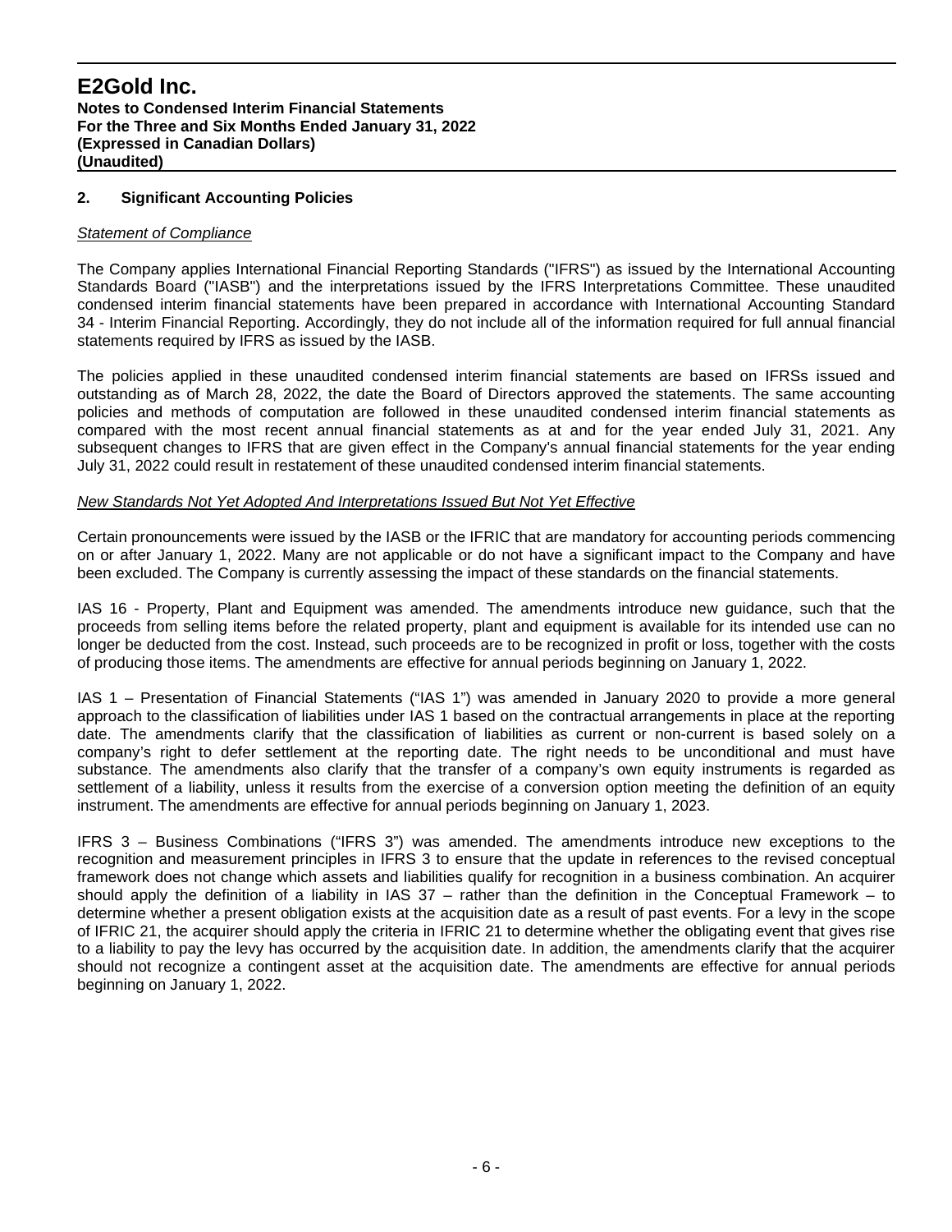## 2. Significant Accounting Policies

*Statement of Compliance*

The Company applies International Financial Reporting Standards ("IFRS") as issued by the International Accounting Standards Board ("IASB") and the interpretations issued by the IFRS Interpretations Committee. These unaudited condensed interim financial statements have been prepared in accordance with International Accounting Standard 34 - Interim Financial Reporting. Accordingly, they do not include all of the information required for full annual financial statements required by IFRS as issued by the IASB.

The policies applied in these unaudited condensed interim financial statements are based on IFRSs issued and outstanding as of March 28, 2022, the date the Board of Directors approved the statements. The same accounting policies and methods of computation are followed in these unaudited condensed interim financial statements as compared with the most recent annual financial statements as at and for the year ended July 31, 2021. Any subsequent changes to IFRS that are given effect in the Company's annual financial statements for the year ending July 31, 2022 could result in restatement of these unaudited condensed interim financial statements.

*New Standards Not Yet Adopted And Interpretations Issued But Not Yet Effective*

Certain pronouncements were issued by the IASB or the IFRIC that are mandatory for accounting periods commencing on or after January 1, 2022. Many are not applicable or do not have a significant impact to the Company and have been excluded. The Company is currently assessing the impact of these standards on the financial statements.

IAS 16 - Property, Plant and Equipment was amended. The amendments introduce new guidance, such that the proceeds from selling items before the related property, plant and equipment is available for its intended use can no longer be deducted from the cost. Instead, such proceeds are to be recognized in profit or loss, together with the costs of producing those items. The amendments are effective for annual periods beginning on January 1, 2022.

IAS 1 – Presentation of Financial Statements ("IAS 1") was amended in January 2020 to provide a more general approach to the classification of liabilities under IAS 1 based on the contractual arrangements in place at the reporting date. The amendments clarify that the classification of liabilities as current or non-current is based solely on a company's right to defer settlement at the reporting date. The right needs to be unconditional and must have substance. The amendments also clarify that the transfer of a company's own equity instruments is regarded as settlement of a liability, unless it results from the exercise of a conversion option meeting the definition of an equity instrument. The amendments are effective for annual periods beginning on January 1, 2023.

IFRS 3 – Business Combinations ("IFRS 3") was amended. The amendments introduce new exceptions to the recognition and measurement principles in IFRS 3 to ensure that the update in references to the revised conceptual framework does not change which assets and liabilities qualify for recognition in a business combination. An acquirer should apply the definition of a liability in IAS 37 – rather than the definition in the Conceptual Framework – to determine whether a present obligation exists at the acquisition date as a result of past events. For a levy in the scope of IFRIC 21, the acquirer should apply the criteria in IFRIC 21 to determine whether the obligating event that gives rise to a liability to pay the levy has occurred by the acquisition date. In addition, the amendments clarify that the acquirer should not recognize a contingent asset at the acquisition date. The amendments are effective for annual periods beginning on January 1, 2022.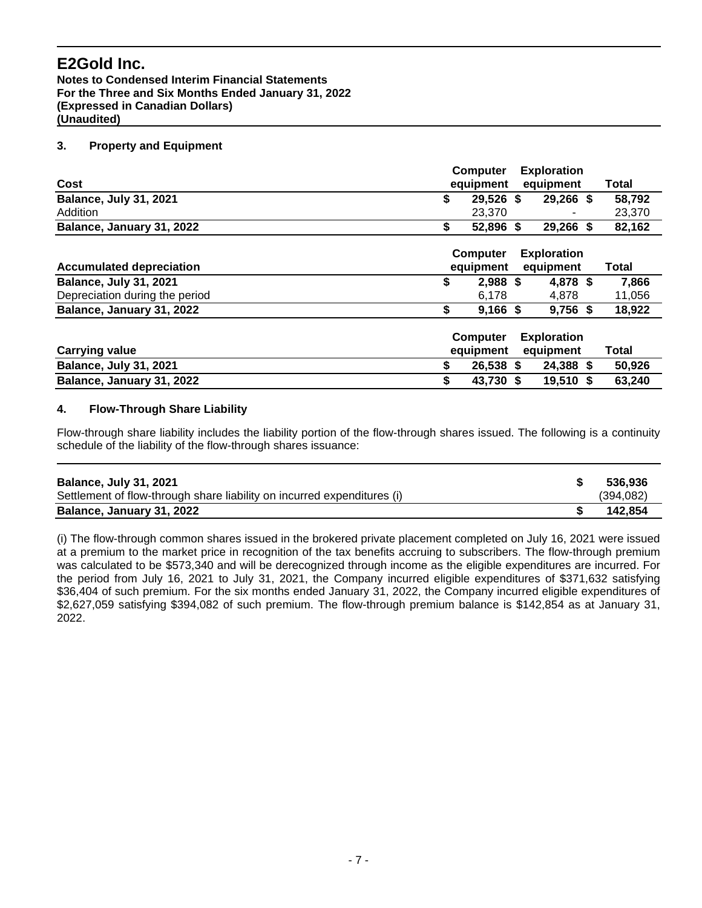## 3. Property and Equipment

| Cost | Computer equipment | Exploration equipment | Total |
|---|---|---|---|
| **Balance, July 31, 2021** | **$ 29,526** | **$ 29,266** | **$ 58,792** |
| Addition | 23,370 | - | 23,370 |
| **Balance, January 31, 2022** | **$ 52,896** | **$ 29,266** | **$ 82,162** |

| Accumulated depreciation | Computer equipment | Exploration equipment | Total |
|---|---|---|---|
| **Balance, July 31, 2021** | **$ 2,988** | **$ 4,878** | **$ 7,866** |
| Depreciation during the period | 6,178 | 4,878 | 11,056 |
| **Balance, January 31, 2022** | **$ 9,166** | **$ 9,756** | **$ 18,922** |

| Carrying value | Computer equipment | Exploration equipment | Total |
|---|---|---|---|
| **Balance, July 31, 2021** | **$ 26,538** | **$ 24,388** | **$ 50,926** |
| **Balance, January 31, 2022** | **$ 43,730** | **$ 19,510** | **$ 63,240** |

## 4. Flow-Through Share Liability

Flow-through share liability includes the liability portion of the flow-through shares issued. The following is a continuity schedule of the liability of the flow-through shares issuance:

| | |
|---|---|
| **Balance, July 31, 2021** | **$ 536,936** |
| Settlement of flow-through share liability on incurred expenditures (i) | (394,082) |
| **Balance, January 31, 2022** | **$ 142,854** |

(i) The flow-through common shares issued in the brokered private placement completed on July 16, 2021 were issued at a premium to the market price in recognition of the tax benefits accruing to subscribers. The flow-through premium was calculated to be $573,340 and will be derecognized through income as the eligible expenditures are incurred. For the period from July 16, 2021 to July 31, 2021, the Company incurred eligible expenditures of $371,632 satisfying $36,404 of such premium. For the six months ended January 31, 2022, the Company incurred eligible expenditures of $2,627,059 satisfying $394,082 of such premium. The flow-through premium balance is $142,854 as at January 31, 2022.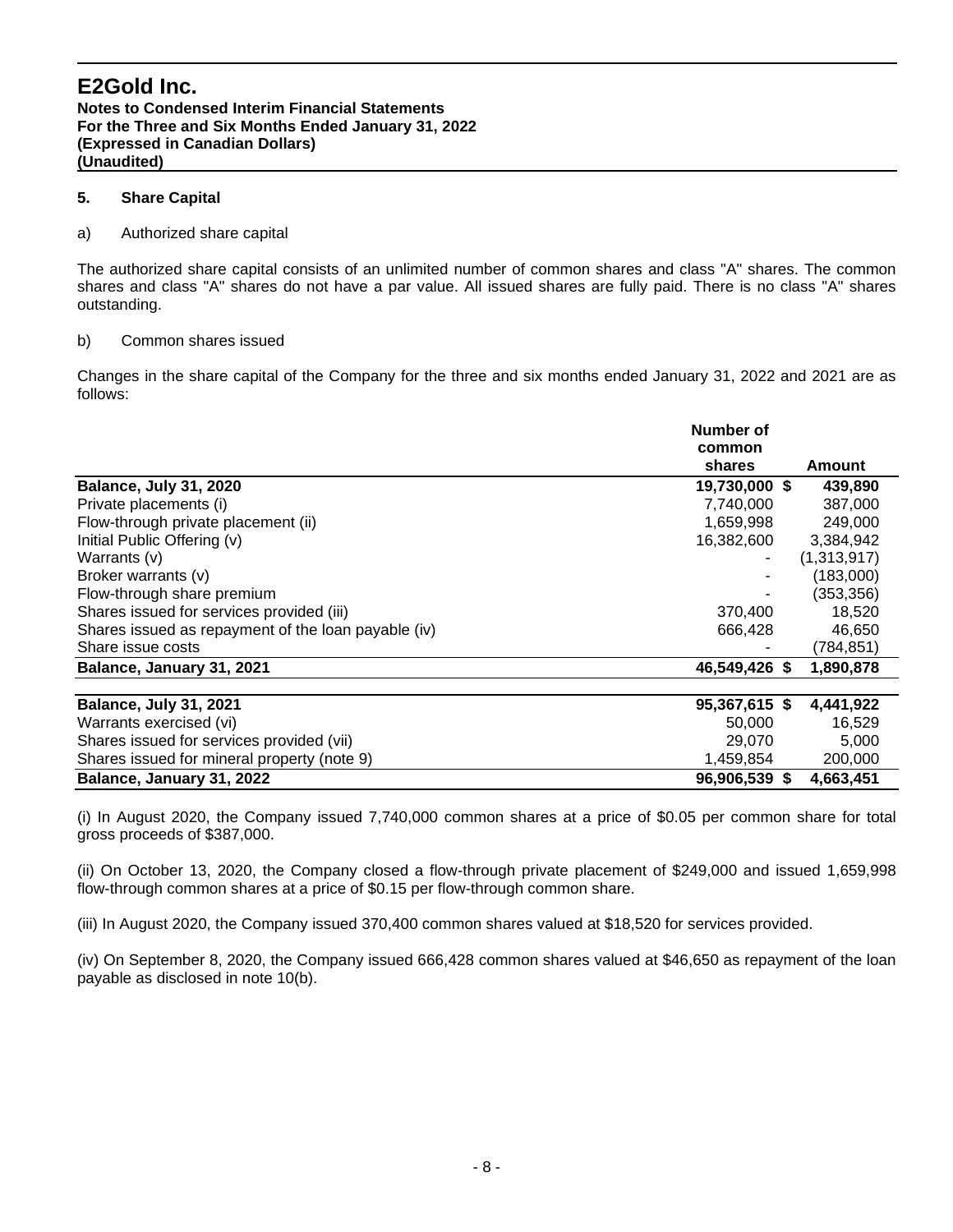# E2Gold Inc.

**Notes to Condensed Interim Financial Statements**
**For the Three and Six Months Ended January 31, 2022**
**(Expressed in Canadian Dollars)**
**(Unaudited)**

## 5. Share Capital

a) Authorized share capital

The authorized share capital consists of an unlimited number of common shares and class "A" shares. The common shares and class "A" shares do not have a par value. All issued shares are fully paid. There is no class "A" shares outstanding.

b) Common shares issued

Changes in the share capital of the Company for the three and six months ended January 31, 2022 and 2021 are as follows:

| | Number of common shares | Amount |
|---|---|---|
| **Balance, July 31, 2020** | **19,730,000** | **$ 439,890** |
| Private placements (i) | 7,740,000 | 387,000 |
| Flow-through private placement (ii) | 1,659,998 | 249,000 |
| Initial Public Offering (v) | 16,382,600 | 3,384,942 |
| Warrants (v) | - | (1,313,917) |
| Broker warrants (v) | - | (183,000) |
| Flow-through share premium | - | (353,356) |
| Shares issued for services provided (iii) | 370,400 | 18,520 |
| Shares issued as repayment of the loan payable (iv) | 666,428 | 46,650 |
| Share issue costs | - | (784,851) |
| **Balance, January 31, 2021** | **46,549,426** | **$ 1,890,878** |
| | | |
| **Balance, July 31, 2021** | **95,367,615** | **$ 4,441,922** |
| Warrants exercised (vi) | 50,000 | 16,529 |
| Shares issued for services provided (vii) | 29,070 | 5,000 |
| Shares issued for mineral property (note 9) | 1,459,854 | 200,000 |
| **Balance, January 31, 2022** | **96,906,539** | **$ 4,663,451** |

(i) In August 2020, the Company issued 7,740,000 common shares at a price of $0.05 per common share for total gross proceeds of $387,000.

(ii) On October 13, 2020, the Company closed a flow-through private placement of $249,000 and issued 1,659,998 flow-through common shares at a price of $0.15 per flow-through common share.

(iii) In August 2020, the Company issued 370,400 common shares valued at $18,520 for services provided.

(iv) On September 8, 2020, the Company issued 666,428 common shares valued at $46,650 as repayment of the loan payable as disclosed in note 10(b).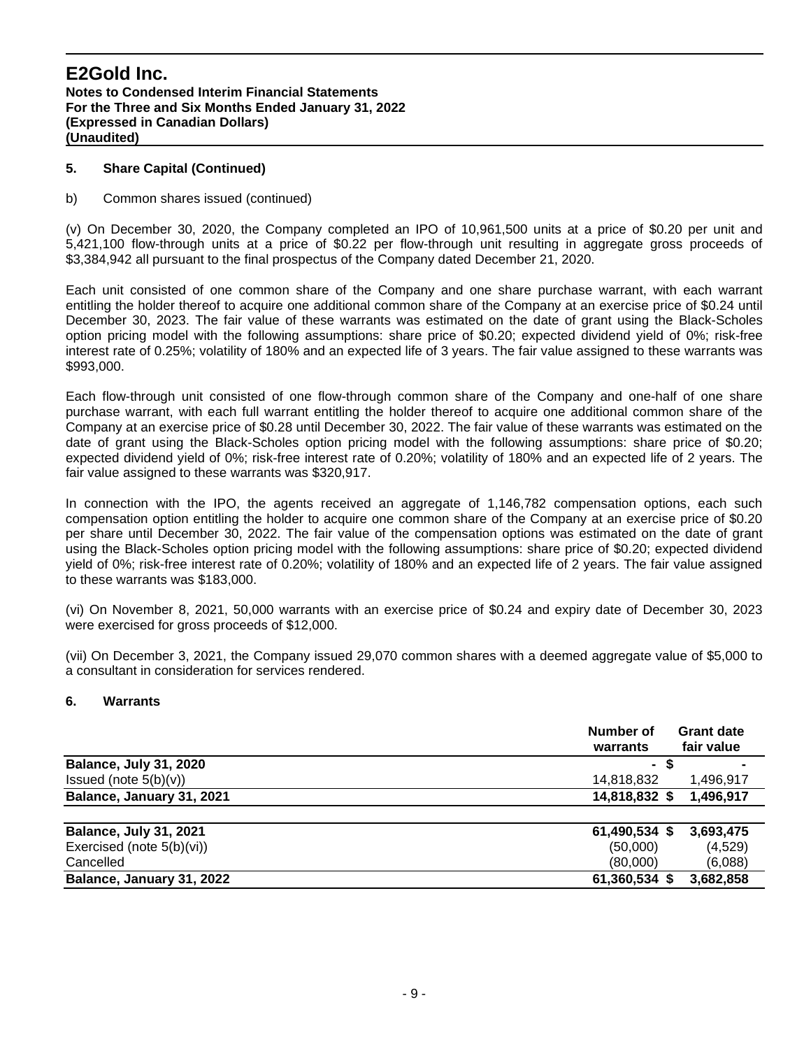# E2Gold Inc.

**Notes to Condensed Interim Financial Statements**
**For the Three and Six Months Ended January 31, 2022**
**(Expressed in Canadian Dollars)**
**(Unaudited)**

## 5. Share Capital (Continued)

b) Common shares issued (continued)

(v) On December 30, 2020, the Company completed an IPO of 10,961,500 units at a price of $0.20 per unit and 5,421,100 flow-through units at a price of $0.22 per flow-through unit resulting in aggregate gross proceeds of $3,384,942 all pursuant to the final prospectus of the Company dated December 21, 2020.

Each unit consisted of one common share of the Company and one share purchase warrant, with each warrant entitling the holder thereof to acquire one additional common share of the Company at an exercise price of $0.24 until December 30, 2023. The fair value of these warrants was estimated on the date of grant using the Black-Scholes option pricing model with the following assumptions: share price of $0.20; expected dividend yield of 0%; risk-free interest rate of 0.25%; volatility of 180% and an expected life of 3 years. The fair value assigned to these warrants was $993,000.

Each flow-through unit consisted of one flow-through common share of the Company and one-half of one share purchase warrant, with each full warrant entitling the holder thereof to acquire one additional common share of the Company at an exercise price of $0.28 until December 30, 2022. The fair value of these warrants was estimated on the date of grant using the Black-Scholes option pricing model with the following assumptions: share price of $0.20; expected dividend yield of 0%; risk-free interest rate of 0.20%; volatility of 180% and an expected life of 2 years. The fair value assigned to these warrants was $320,917.

In connection with the IPO, the agents received an aggregate of 1,146,782 compensation options, each such compensation option entitling the holder to acquire one common share of the Company at an exercise price of $0.20 per share until December 30, 2022. The fair value of the compensation options was estimated on the date of grant using the Black-Scholes option pricing model with the following assumptions: share price of $0.20; expected dividend yield of 0%; risk-free interest rate of 0.20%; volatility of 180% and an expected life of 2 years. The fair value assigned to these warrants was $183,000.

(vi) On November 8, 2021, 50,000 warrants with an exercise price of $0.24 and expiry date of December 30, 2023 were exercised for gross proceeds of $12,000.

(vii) On December 3, 2021, the Company issued 29,070 common shares with a deemed aggregate value of $5,000 to a consultant in consideration for services rendered.

## 6. Warrants

| | Number of warrants | Grant date fair value |
|---|---|---|
| **Balance, July 31, 2020** | - | $ - |
| Issued (note 5(b)(v)) | 14,818,832 | 1,496,917 |
| **Balance, January 31, 2021** | **14,818,832** | **$ 1,496,917** |
| | | |
| **Balance, July 31, 2021** | **61,490,534** | **$ 3,693,475** |
| Exercised (note 5(b)(vi)) | (50,000) | (4,529) |
| Cancelled | (80,000) | (6,088) |
| **Balance, January 31, 2022** | **61,360,534** | **$ 3,682,858** |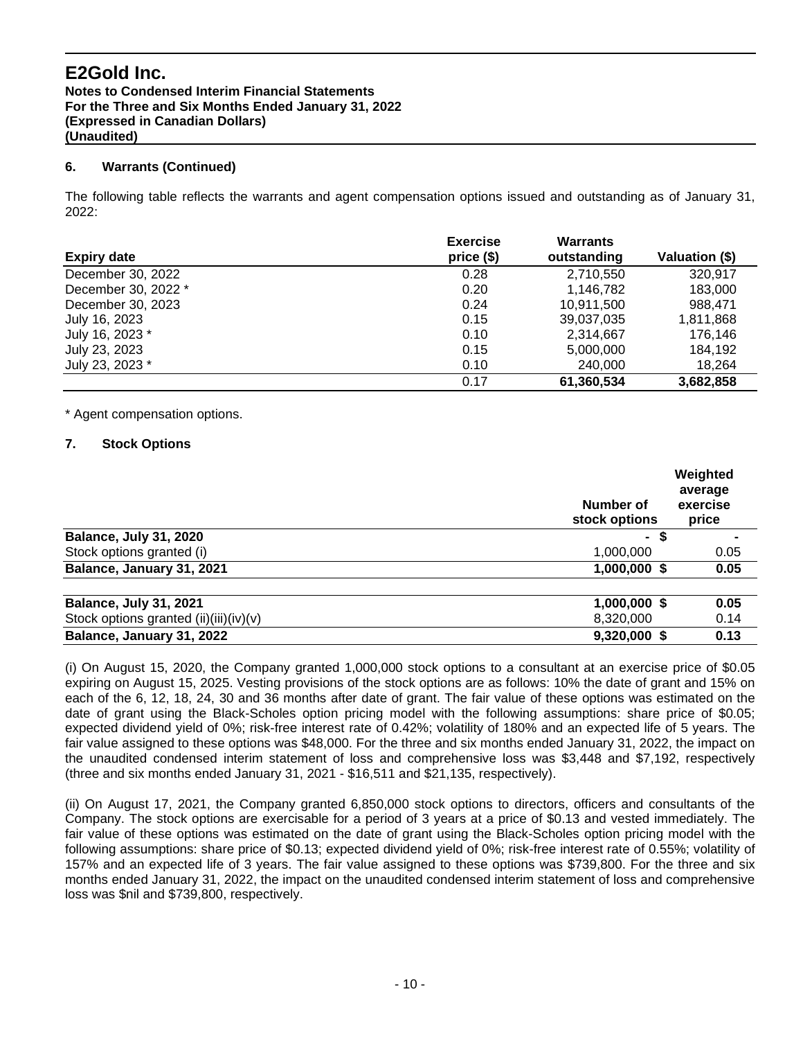# E2Gold Inc.

**Notes to Condensed Interim Financial Statements**
**For the Three and Six Months Ended January 31, 2022**
**(Expressed in Canadian Dollars)**
**(Unaudited)**

## 6. Warrants (Continued)

The following table reflects the warrants and agent compensation options issued and outstanding as of January 31, 2022:

| Expiry date | Exercise price ($) | Warrants outstanding | Valuation ($) |
|---|---|---|---|
| December 30, 2022 | 0.28 | 2,710,550 | 320,917 |
| December 30, 2022 * | 0.20 | 1,146,782 | 183,000 |
| December 30, 2023 | 0.24 | 10,911,500 | 988,471 |
| July 16, 2023 | 0.15 | 39,037,035 | 1,811,868 |
| July 16, 2023 * | 0.10 | 2,314,667 | 176,146 |
| July 23, 2023 | 0.15 | 5,000,000 | 184,192 |
| July 23, 2023 * | 0.10 | 240,000 | 18,264 |
| | 0.17 | **61,360,534** | **3,682,858** |

* Agent compensation options.

## 7. Stock Options

| | Number of stock options | Weighted average exercise price |
|---|---|---|
| **Balance, July 31, 2020** | - | $ - |
| Stock options granted (i) | 1,000,000 | 0.05 |
| **Balance, January 31, 2021** | **1,000,000** | **$ 0.05** |
| | | |
| **Balance, July 31, 2021** | **1,000,000** | **$ 0.05** |
| Stock options granted (ii)(iii)(iv)(v) | 8,320,000 | 0.14 |
| **Balance, January 31, 2022** | **9,320,000** | **$ 0.13** |

(i) On August 15, 2020, the Company granted 1,000,000 stock options to a consultant at an exercise price of $0.05 expiring on August 15, 2025. Vesting provisions of the stock options are as follows: 10% the date of grant and 15% on each of the 6, 12, 18, 24, 30 and 36 months after date of grant. The fair value of these options was estimated on the date of grant using the Black-Scholes option pricing model with the following assumptions: share price of $0.05; expected dividend yield of 0%; risk-free interest rate of 0.42%; volatility of 180% and an expected life of 5 years. The fair value assigned to these options was $48,000. For the three and six months ended January 31, 2022, the impact on the unaudited condensed interim statement of loss and comprehensive loss was $3,448 and $7,192, respectively (three and six months ended January 31, 2021 - $16,511 and $21,135, respectively).

(ii) On August 17, 2021, the Company granted 6,850,000 stock options to directors, officers and consultants of the Company. The stock options are exercisable for a period of 3 years at a price of $0.13 and vested immediately. The fair value of these options was estimated on the date of grant using the Black-Scholes option pricing model with the following assumptions: share price of $0.13; expected dividend yield of 0%; risk-free interest rate of 0.55%; volatility of 157% and an expected life of 3 years. The fair value assigned to these options was $739,800. For the three and six months ended January 31, 2022, the impact on the unaudited condensed interim statement of loss and comprehensive loss was $nil and $739,800, respectively.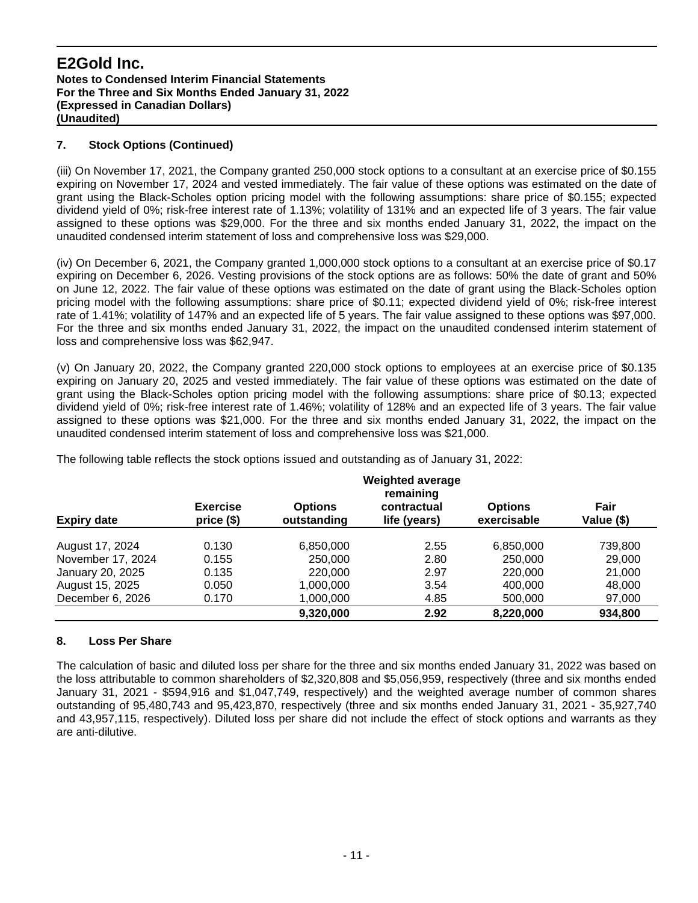## 7. Stock Options (Continued)

(iii) On November 17, 2021, the Company granted 250,000 stock options to a consultant at an exercise price of $0.155 expiring on November 17, 2024 and vested immediately. The fair value of these options was estimated on the date of grant using the Black-Scholes option pricing model with the following assumptions: share price of $0.155; expected dividend yield of 0%; risk-free interest rate of 1.13%; volatility of 131% and an expected life of 3 years. The fair value assigned to these options was $29,000. For the three and six months ended January 31, 2022, the impact on the unaudited condensed interim statement of loss and comprehensive loss was $29,000.

(iv) On December 6, 2021, the Company granted 1,000,000 stock options to a consultant at an exercise price of $0.17 expiring on December 6, 2026. Vesting provisions of the stock options are as follows: 50% the date of grant and 50% on June 12, 2022. The fair value of these options was estimated on the date of grant using the Black-Scholes option pricing model with the following assumptions: share price of $0.11; expected dividend yield of 0%; risk-free interest rate of 1.41%; volatility of 147% and an expected life of 5 years. The fair value assigned to these options was $97,000. For the three and six months ended January 31, 2022, the impact on the unaudited condensed interim statement of loss and comprehensive loss was $62,947.

(v) On January 20, 2022, the Company granted 220,000 stock options to employees at an exercise price of $0.135 expiring on January 20, 2025 and vested immediately. The fair value of these options was estimated on the date of grant using the Black-Scholes option pricing model with the following assumptions: share price of $0.13; expected dividend yield of 0%; risk-free interest rate of 1.46%; volatility of 128% and an expected life of 3 years. The fair value assigned to these options was $21,000. For the three and six months ended January 31, 2022, the impact on the unaudited condensed interim statement of loss and comprehensive loss was $21,000.

The following table reflects the stock options issued and outstanding as of January 31, 2022:

| Expiry date | Exercise price ($) | Options outstanding | Weighted average remaining contractual life (years) | Options exercisable | Fair Value ($) |
|---|---|---|---|---|---|
| August 17, 2024 | 0.130 | 6,850,000 | 2.55 | 6,850,000 | 739,800 |
| November 17, 2024 | 0.155 | 250,000 | 2.80 | 250,000 | 29,000 |
| January 20, 2025 | 0.135 | 220,000 | 2.97 | 220,000 | 21,000 |
| August 15, 2025 | 0.050 | 1,000,000 | 3.54 | 400,000 | 48,000 |
| December 6, 2026 | 0.170 | 1,000,000 | 4.85 | 500,000 | 97,000 |
| | | **9,320,000** | **2.92** | **8,220,000** | **934,800** |

## 8. Loss Per Share

The calculation of basic and diluted loss per share for the three and six months ended January 31, 2022 was based on the loss attributable to common shareholders of $2,320,808 and $5,056,959, respectively (three and six months ended January 31, 2021 - $594,916 and $1,047,749, respectively) and the weighted average number of common shares outstanding of 95,480,743 and 95,423,870, respectively (three and six months ended January 31, 2021 - 35,927,740 and 43,957,115, respectively). Diluted loss per share did not include the effect of stock options and warrants as they are anti-dilutive.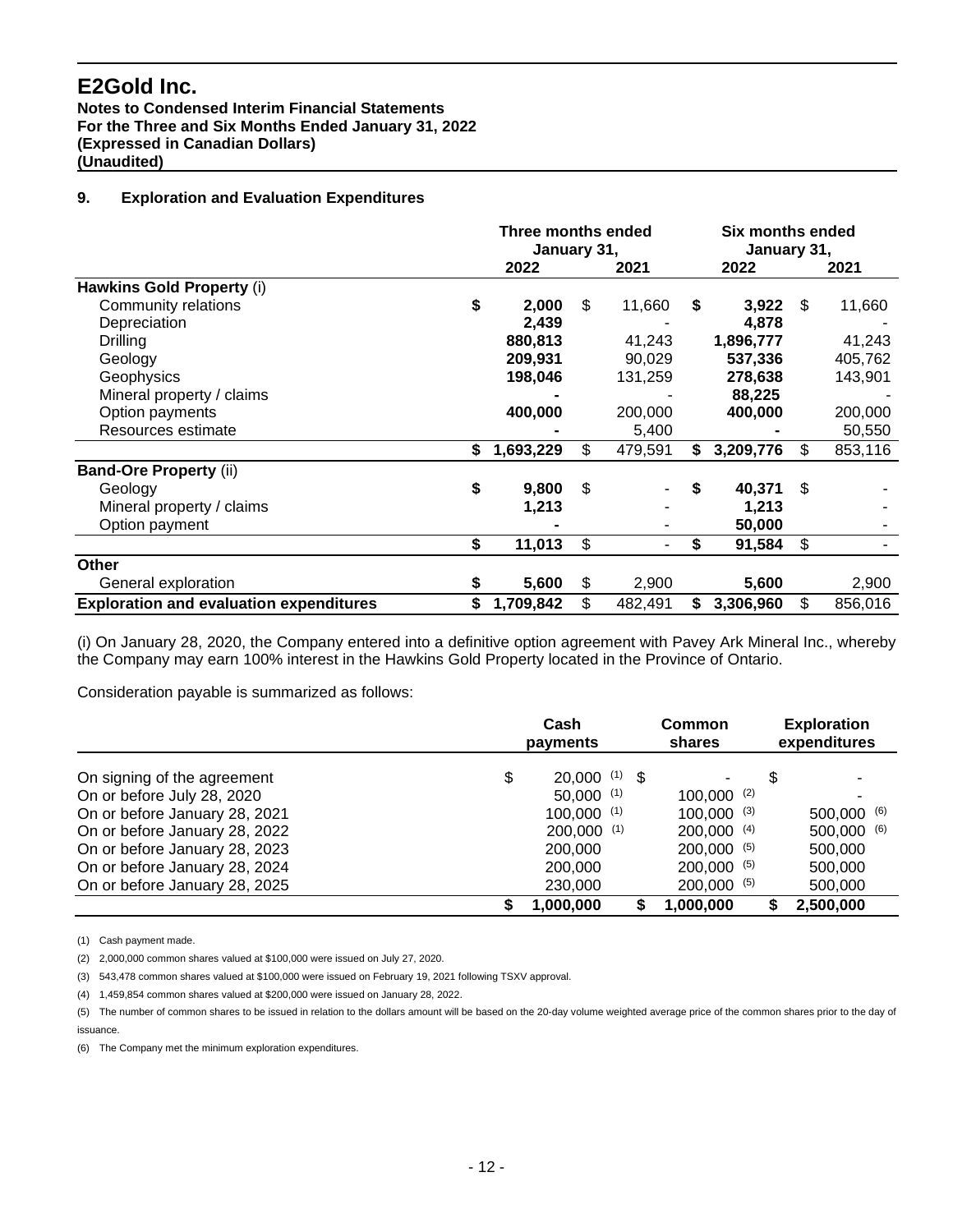# E2Gold Inc.

**Notes to Condensed Interim Financial Statements**
**For the Three and Six Months Ended January 31, 2022**
**(Expressed in Canadian Dollars)**
**(Unaudited)**

## 9. Exploration and Evaluation Expenditures

| | Three months ended January 31, | | Six months ended January 31, | |
|---|---|---|---|---|
| | **2022** | **2021** | **2022** | **2021** |
| **Hawkins Gold Property** (i) | | | | |
| Community relations | **$ 2,000** | $ 11,660 | **$ 3,922** | $ 11,660 |
| Depreciation | **2,439** | - | **4,878** | - |
| Drilling | **880,813** | 41,243 | **1,896,777** | 41,243 |
| Geology | **209,931** | 90,029 | **537,336** | 405,762 |
| Geophysics | **198,046** | 131,259 | **278,638** | 143,901 |
| Mineral property / claims | **-** | - | **88,225** | - |
| Option payments | **400,000** | 200,000 | **400,000** | 200,000 |
| Resources estimate | **-** | 5,400 | **-** | 50,550 |
| | **$ 1,693,229** | $ 479,591 | **$ 3,209,776** | $ 853,116 |
| **Band-Ore Property** (ii) | | | | |
| Geology | **$ 9,800** | $ - | **$ 40,371** | $ - |
| Mineral property / claims | **1,213** | - | **1,213** | - |
| Option payment | **-** | - | **50,000** | - |
| | **$ 11,013** | $ - | **$ 91,584** | $ - |
| **Other** | | | | |
| General exploration | **$ 5,600** | $ 2,900 | **5,600** | 2,900 |
| **Exploration and evaluation expenditures** | **$ 1,709,842** | $ 482,491 | **$ 3,306,960** | $ 856,016 |

(i) On January 28, 2020, the Company entered into a definitive option agreement with Pavey Ark Mineral Inc., whereby the Company may earn 100% interest in the Hawkins Gold Property located in the Province of Ontario.

Consideration payable is summarized as follows:

| | Cash payments | Common shares | Exploration expenditures |
|---|---|---|---|
| On signing of the agreement | $ 20,000 (1) | $ - | $ - |
| On or before July 28, 2020 | 50,000 (1) | 100,000 (2) | - |
| On or before January 28, 2021 | 100,000 (1) | 100,000 (3) | 500,000 (6) |
| On or before January 28, 2022 | 200,000 (1) | 200,000 (4) | 500,000 (6) |
| On or before January 28, 2023 | 200,000 | 200,000 (5) | 500,000 |
| On or before January 28, 2024 | 200,000 | 200,000 (5) | 500,000 |
| On or before January 28, 2025 | 230,000 | 200,000 (5) | 500,000 |
| | **$ 1,000,000** | **$ 1,000,000** | **$ 2,500,000** |

(1) Cash payment made.

(2) 2,000,000 common shares valued at $100,000 were issued on July 27, 2020.

(3) 543,478 common shares valued at $100,000 were issued on February 19, 2021 following TSXV approval.

(4) 1,459,854 common shares valued at $200,000 were issued on January 28, 2022.

(5) The number of common shares to be issued in relation to the dollars amount will be based on the 20-day volume weighted average price of the common shares prior to the day of issuance.

(6) The Company met the minimum exploration expenditures.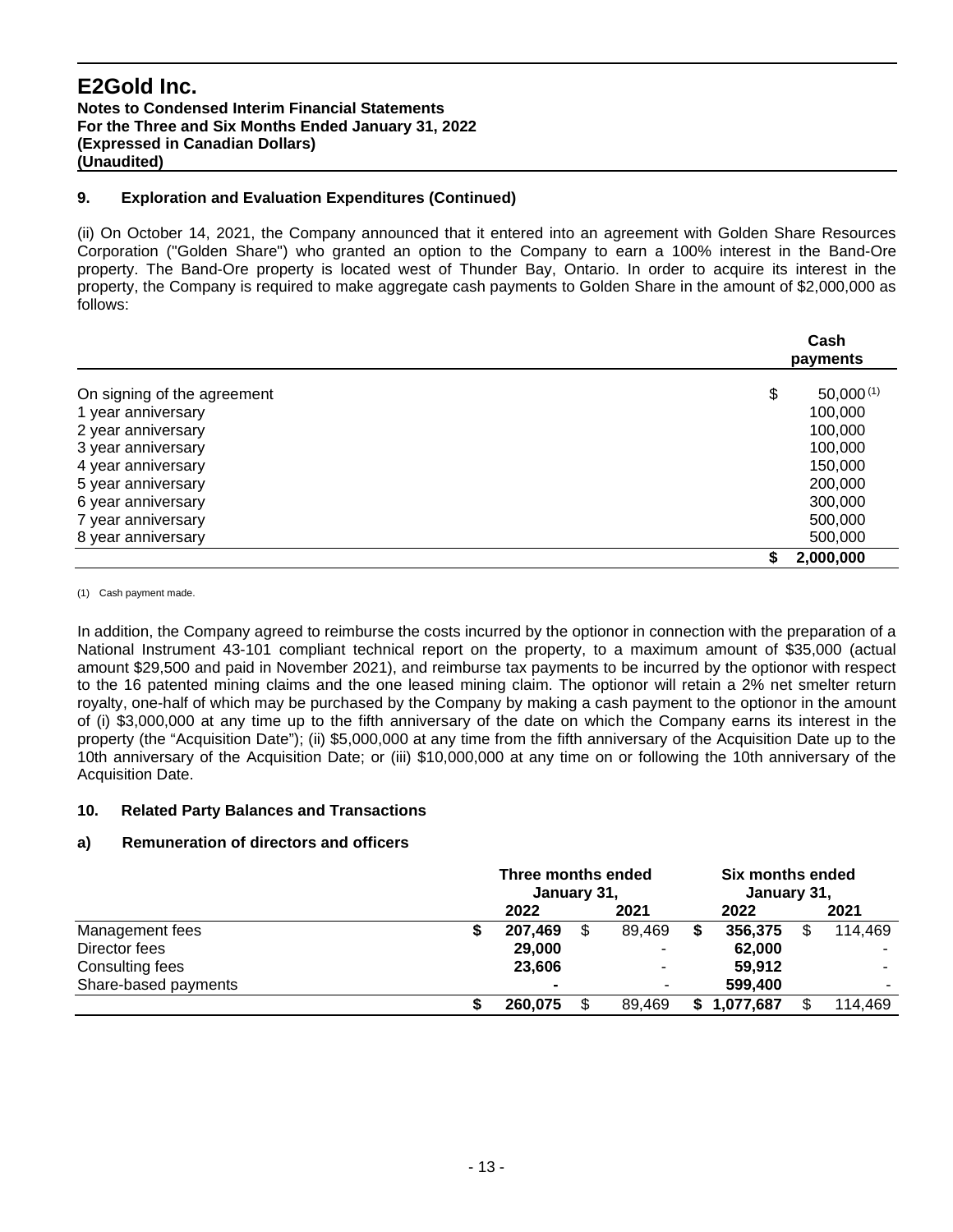# E2Gold Inc.

**Notes to Condensed Interim Financial Statements**
**For the Three and Six Months Ended January 31, 2022**
**(Expressed in Canadian Dollars)**
**(Unaudited)**

## 9. Exploration and Evaluation Expenditures (Continued)

(ii) On October 14, 2021, the Company announced that it entered into an agreement with Golden Share Resources Corporation ("Golden Share") who granted an option to the Company to earn a 100% interest in the Band-Ore property. The Band-Ore property is located west of Thunder Bay, Ontario. In order to acquire its interest in the property, the Company is required to make aggregate cash payments to Golden Share in the amount of $2,000,000 as follows:

| | Cash payments |
|---|---|
| On signing of the agreement | $ 50,000 [(1)] |
| 1 year anniversary | 100,000 |
| 2 year anniversary | 100,000 |
| 3 year anniversary | 100,000 |
| 4 year anniversary | 150,000 |
| 5 year anniversary | 200,000 |
| 6 year anniversary | 300,000 |
| 7 year anniversary | 500,000 |
| 8 year anniversary | 500,000 |
| | **$ 2,000,000** |

(1) Cash payment made.

In addition, the Company agreed to reimburse the costs incurred by the optionor in connection with the preparation of a National Instrument 43-101 compliant technical report on the property, to a maximum amount of $35,000 (actual amount $29,500 and paid in November 2021), and reimburse tax payments to be incurred by the optionor with respect to the 16 patented mining claims and the one leased mining claim. The optionor will retain a 2% net smelter return royalty, one-half of which may be purchased by the Company by making a cash payment to the optionor in the amount of (i) $3,000,000 at any time up to the fifth anniversary of the date on which the Company earns its interest in the property (the "Acquisition Date"); (ii) $5,000,000 at any time from the fifth anniversary of the Acquisition Date up to the 10th anniversary of the Acquisition Date; or (iii) $10,000,000 at any time on or following the 10th anniversary of the Acquisition Date.

## 10. Related Party Balances and Transactions

### a) Remuneration of directors and officers

| | Three months ended January 31, | | Six months ended January 31, | |
|---|---|---|---|---|
| | **2022** | 2021 | **2022** | 2021 |
| Management fees | **$ 207,469** | $ 89,469 | **$ 356,375** | $ 114,469 |
| Director fees | **29,000** | - | **62,000** | - |
| Consulting fees | **23,606** | - | **59,912** | - |
| Share-based payments | **-** | - | **599,400** | - |
| | **$ 260,075** | $ 89,469 | **$ 1,077,687** | $ 114,469 |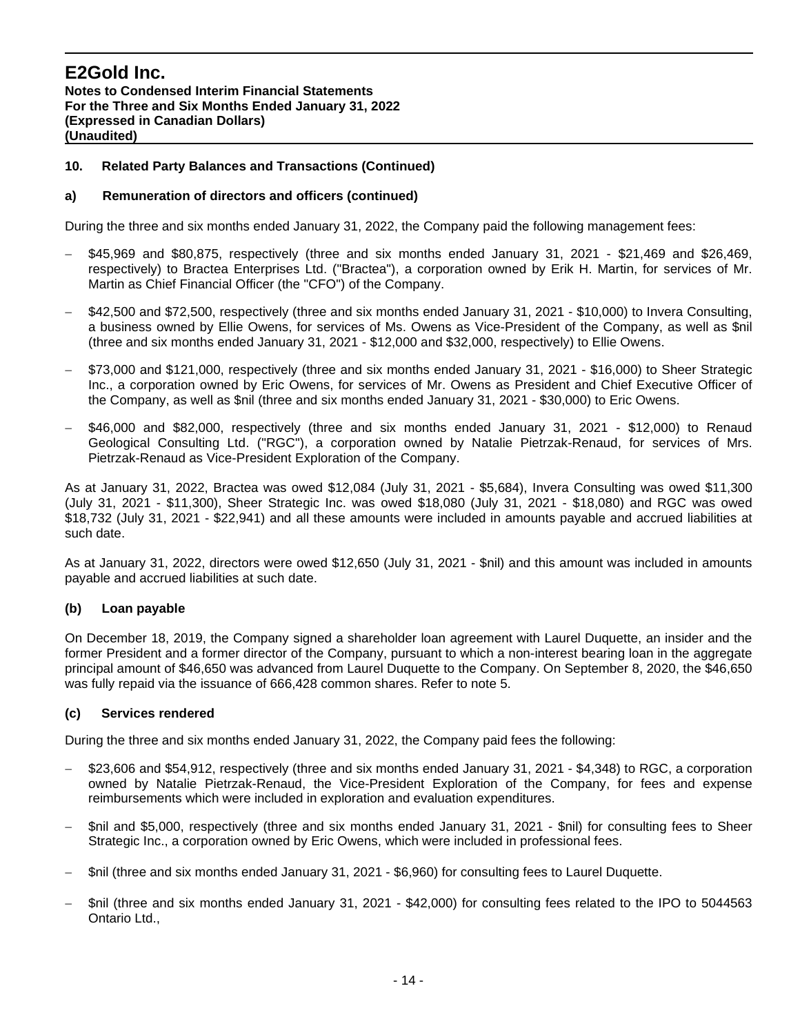## 10. Related Party Balances and Transactions (Continued)

### a) Remuneration of directors and officers (continued)

During the three and six months ended January 31, 2022, the Company paid the following management fees:

- $45,969 and $80,875, respectively (three and six months ended January 31, 2021 - $21,469 and $26,469, respectively) to Bractea Enterprises Ltd. ("Bractea"), a corporation owned by Erik H. Martin, for services of Mr. Martin as Chief Financial Officer (the "CFO") of the Company.
- $42,500 and $72,500, respectively (three and six months ended January 31, 2021 - $10,000) to Invera Consulting, a business owned by Ellie Owens, for services of Ms. Owens as Vice-President of the Company, as well as $nil (three and six months ended January 31, 2021 - $12,000 and $32,000, respectively) to Ellie Owens.
- $73,000 and $121,000, respectively (three and six months ended January 31, 2021 - $16,000) to Sheer Strategic Inc., a corporation owned by Eric Owens, for services of Mr. Owens as President and Chief Executive Officer of the Company, as well as $nil (three and six months ended January 31, 2021 - $30,000) to Eric Owens.
- $46,000 and $82,000, respectively (three and six months ended January 31, 2021 - $12,000) to Renaud Geological Consulting Ltd. ("RGC"), a corporation owned by Natalie Pietrzak-Renaud, for services of Mrs. Pietrzak-Renaud as Vice-President Exploration of the Company.

As at January 31, 2022, Bractea was owed $12,084 (July 31, 2021 - $5,684), Invera Consulting was owed $11,300 (July 31, 2021 - $11,300), Sheer Strategic Inc. was owed $18,080 (July 31, 2021 - $18,080) and RGC was owed $18,732 (July 31, 2021 - $22,941) and all these amounts were included in amounts payable and accrued liabilities at such date.

As at January 31, 2022, directors were owed $12,650 (July 31, 2021 - $nil) and this amount was included in amounts payable and accrued liabilities at such date.

### (b) Loan payable

On December 18, 2019, the Company signed a shareholder loan agreement with Laurel Duquette, an insider and the former President and a former director of the Company, pursuant to which a non-interest bearing loan in the aggregate principal amount of $46,650 was advanced from Laurel Duquette to the Company. On September 8, 2020, the $46,650 was fully repaid via the issuance of 666,428 common shares. Refer to note 5.

### (c) Services rendered

During the three and six months ended January 31, 2022, the Company paid fees the following:

- $23,606 and $54,912, respectively (three and six months ended January 31, 2021 - $4,348) to RGC, a corporation owned by Natalie Pietrzak-Renaud, the Vice-President Exploration of the Company, for fees and expense reimbursements which were included in exploration and evaluation expenditures.
- $nil and $5,000, respectively (three and six months ended January 31, 2021 - $nil) for consulting fees to Sheer Strategic Inc., a corporation owned by Eric Owens, which were included in professional fees.
- $nil (three and six months ended January 31, 2021 - $6,960) for consulting fees to Laurel Duquette.
- $nil (three and six months ended January 31, 2021 - $42,000) for consulting fees related to the IPO to 5044563 Ontario Ltd.,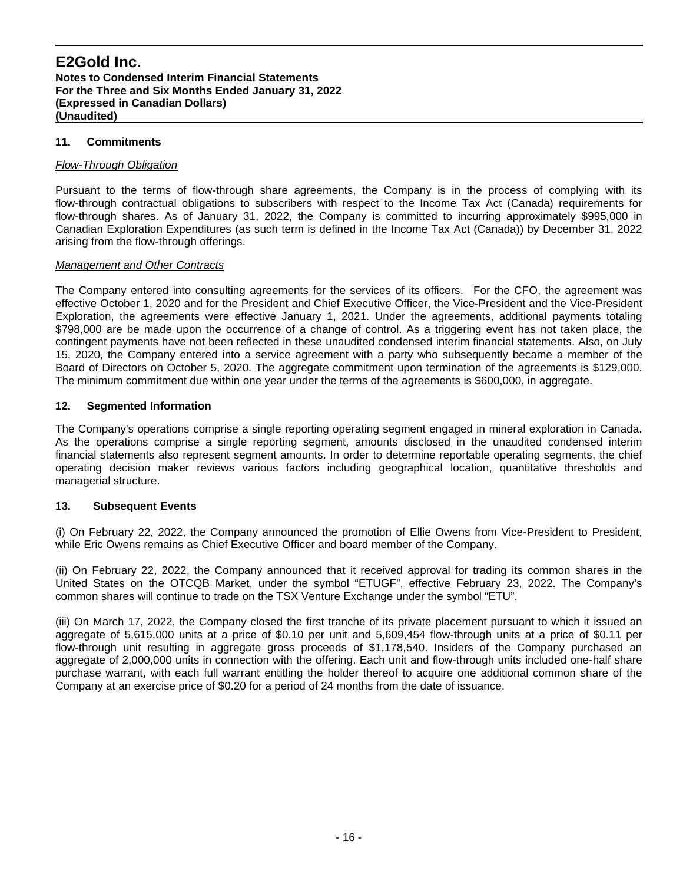# E2Gold Inc.

**Notes to Condensed Interim Financial Statements**
**For the Three and Six Months Ended January 31, 2022**
**(Expressed in Canadian Dollars)**
**(Unaudited)**

## 11. Commitments

*Flow-Through Obligation*

Pursuant to the terms of flow-through share agreements, the Company is in the process of complying with its flow-through contractual obligations to subscribers with respect to the Income Tax Act (Canada) requirements for flow-through shares. As of January 31, 2022, the Company is committed to incurring approximately $995,000 in Canadian Exploration Expenditures (as such term is defined in the Income Tax Act (Canada)) by December 31, 2022 arising from the flow-through offerings.

*Management and Other Contracts*

The Company entered into consulting agreements for the services of its officers. For the CFO, the agreement was effective October 1, 2020 and for the President and Chief Executive Officer, the Vice-President and the Vice-President Exploration, the agreements were effective January 1, 2021. Under the agreements, additional payments totaling $798,000 are be made upon the occurrence of a change of control. As a triggering event has not taken place, the contingent payments have not been reflected in these unaudited condensed interim financial statements. Also, on July 15, 2020, the Company entered into a service agreement with a party who subsequently became a member of the Board of Directors on October 5, 2020. The aggregate commitment upon termination of the agreements is $129,000. The minimum commitment due within one year under the terms of the agreements is $600,000, in aggregate.

## 12. Segmented Information

The Company's operations comprise a single reporting operating segment engaged in mineral exploration in Canada. As the operations comprise a single reporting segment, amounts disclosed in the unaudited condensed interim financial statements also represent segment amounts. In order to determine reportable operating segments, the chief operating decision maker reviews various factors including geographical location, quantitative thresholds and managerial structure.

## 13. Subsequent Events

(i) On February 22, 2022, the Company announced the promotion of Ellie Owens from Vice-President to President, while Eric Owens remains as Chief Executive Officer and board member of the Company.

(ii) On February 22, 2022, the Company announced that it received approval for trading its common shares in the United States on the OTCQB Market, under the symbol "ETUGF", effective February 23, 2022. The Company's common shares will continue to trade on the TSX Venture Exchange under the symbol "ETU".

(iii) On March 17, 2022, the Company closed the first tranche of its private placement pursuant to which it issued an aggregate of 5,615,000 units at a price of $0.10 per unit and 5,609,454 flow-through units at a price of $0.11 per flow-through unit resulting in aggregate gross proceeds of $1,178,540. Insiders of the Company purchased an aggregate of 2,000,000 units in connection with the offering. Each unit and flow-through units included one-half share purchase warrant, with each full warrant entitling the holder thereof to acquire one additional common share of the Company at an exercise price of $0.20 for a period of 24 months from the date of issuance.